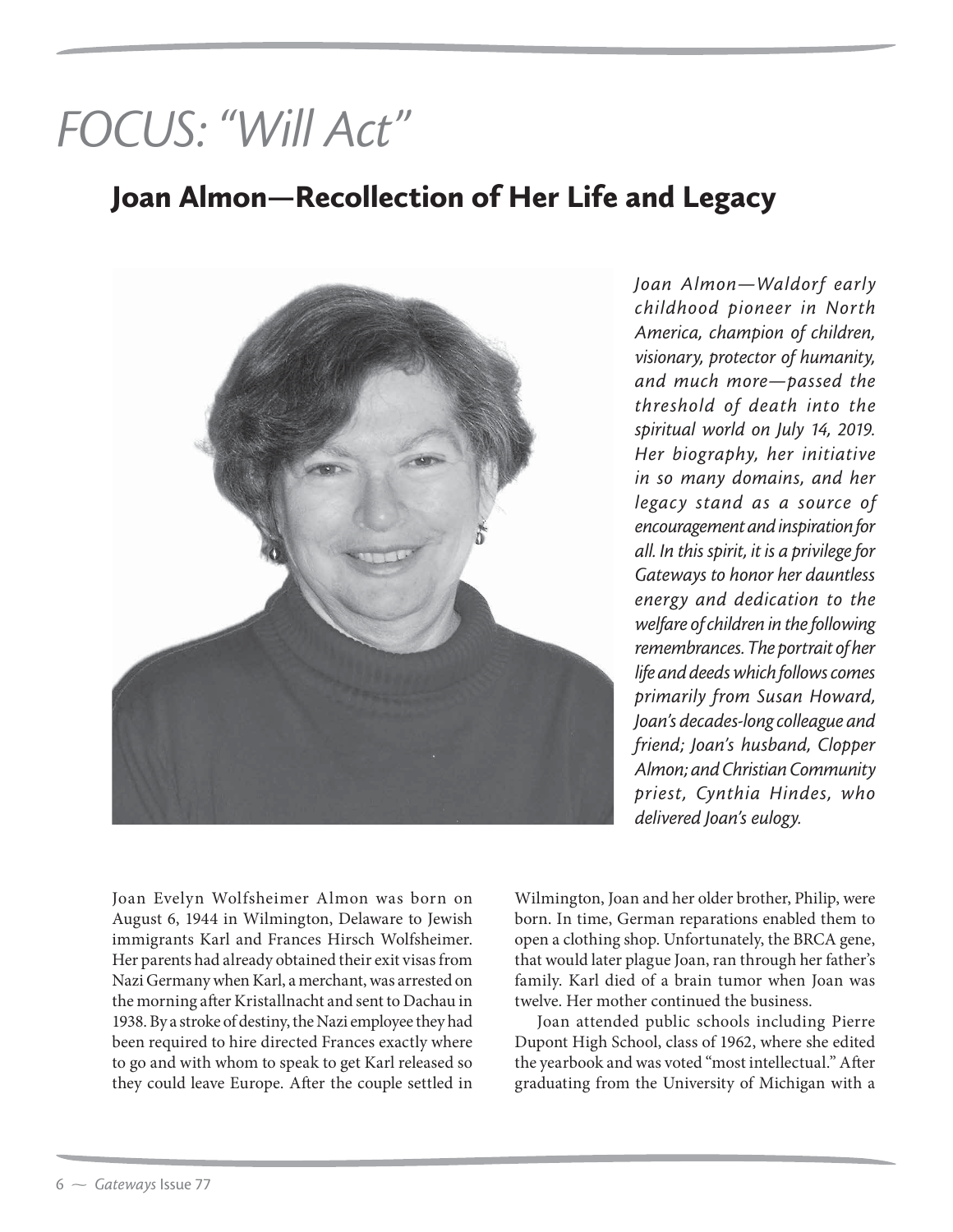# FOCUS: "Will Act"

## Joan Almon—Recollection of Her Life and Legacy

*Joan Almon—Waldorf early childhood pioneer in North America, champion of children, visionary, protector of humanity, and much more—passed the threshold of death into the spiritual world on July 14, 2019. Her biography, her initiative in so many domains, and her legacy stand as a source of encouragement and inspiration for all. In this spirit, it is a privilege for Gateways to honor her dauntless energy and dedication to the welfare of children in the following remembrances. The portrait of her life and deeds which follows comes primarily from Susan Howard, Joan's decades-long colleague and friend; Joan's husband, Clopper Almon; and Christian Community priest, Cynthia Hindes, who delivered Joan's eulogy.*

Joan Evelyn Wolfsheimer Almon was born on August 6, 1944 in Wilmington, Delaware to Jewish immigrants Karl and Frances Hirsch Wolfsheimer. Her parents had already obtained their exit visas from Nazi Germany when Karl, a merchant, was arrested on the morning after Kristallnacht and sent to Dachau in 1938. By a stroke of destiny, the Nazi employee they had been required to hire directed Frances exactly where to go and with whom to speak to get Karl released so they could leave Europe. After the couple settled in Wilmington, Joan and her older brother, Philip, were born. In time, German reparations enabled them to open a clothing shop. Unfortunately, the BRCA gene, that would later plague Joan, ran through her father's family. Karl died of a brain tumor when Joan was twelve. Her mother continued the business.

Joan attended public schools including Pierre Dupont High School, class of 1962, where she edited the yearbook and was voted "most intellectual." After graduating from the University of Michigan with a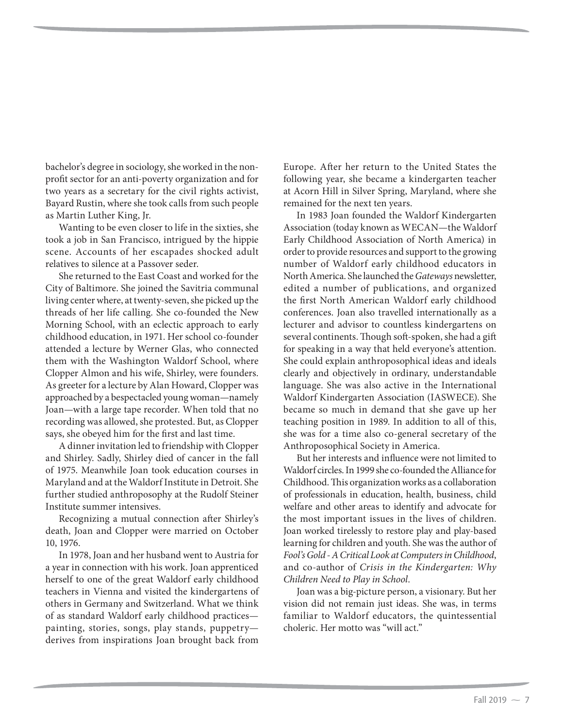bachelor's degree in sociology, she worked in the non-profit sector for an anti-poverty organization and for two years as a secretary for the civil rights activist, Bayard Rustin, where she took calls from such people as Martin Luther King, Jr.

Wanting to be even closer to life in the sixties, she took a job in San Francisco, intrigued by the hippie scene. Accounts of her escapades shocked adult relatives to silence at a Passover seder.

She returned to the East Coast and worked for the City of Baltimore. She joined the Savitria communal living center where, at twenty-seven, she picked up the threads of her life calling. She co-founded the New Morning School, with an eclectic approach to early childhood education, in 1971. Her school co-founder attended a lecture by Werner Glas, who connected them with the Washington Waldorf School, where Clopper Almon and his wife, Shirley, were founders. As greeter for a lecture by Alan Howard, Clopper was approached by a bespectacled young woman—namely Joan—with a large tape recorder. When told that no recording was allowed, she protested. But, as Clopper says, she obeyed him for the first and last time.

A dinner invitation led to friendship with Clopper and Shirley. Sadly, Shirley died of cancer in the fall of 1975. Meanwhile Joan took education courses in Maryland and at the Waldorf Institute in Detroit. She further studied anthroposophy at the Rudolf Steiner Institute summer intensives.

Recognizing a mutual connection after Shirley's death, Joan and Clopper were married on October 10, 1976.

In 1978, Joan and her husband went to Austria for a year in connection with his work. Joan apprenticed herself to one of the great Waldorf early childhood teachers in Vienna and visited the kindergartens of others in Germany and Switzerland. What we think of as standard Waldorf early childhood practices—painting, stories, songs, play stands, puppetry—derives from inspirations Joan brought back from Europe. After her return to the United States the following year, she became a kindergarten teacher at Acorn Hill in Silver Spring, Maryland, where she remained for the next ten years.

In 1983 Joan founded the Waldorf Kindergarten Association (today known as WECAN—the Waldorf Early Childhood Association of North America) in order to provide resources and support to the growing number of Waldorf early childhood educators in North America. She launched the *Gateways* newsletter, edited a number of publications, and organized the first North American Waldorf early childhood conferences. Joan also travelled internationally as a lecturer and advisor to countless kindergartens on several continents. Though soft-spoken, she had a gift for speaking in a way that held everyone's attention. She could explain anthroposophical ideas and ideals clearly and objectively in ordinary, understandable language. She was also active in the International Waldorf Kindergarten Association (IASWECE). She became so much in demand that she gave up her teaching position in 1989. In addition to all of this, she was for a time also co-general secretary of the Anthroposophical Society in America.

But her interests and influence were not limited to Waldorf circles. In 1999 she co-founded the Alliance for Childhood. This organization works as a collaboration of professionals in education, health, business, child welfare and other areas to identify and advocate for the most important issues in the lives of children. Joan worked tirelessly to restore play and play-based learning for children and youth. She was the author of *Fool's Gold - A Critical Look at Computers in Childhood*, and co-author of *Crisis in the Kindergarten: Why Children Need to Play in School*.

Joan was a big-picture person, a visionary. But her vision did not remain just ideas. She was, in terms familiar to Waldorf educators, the quintessential choleric. Her motto was "will act."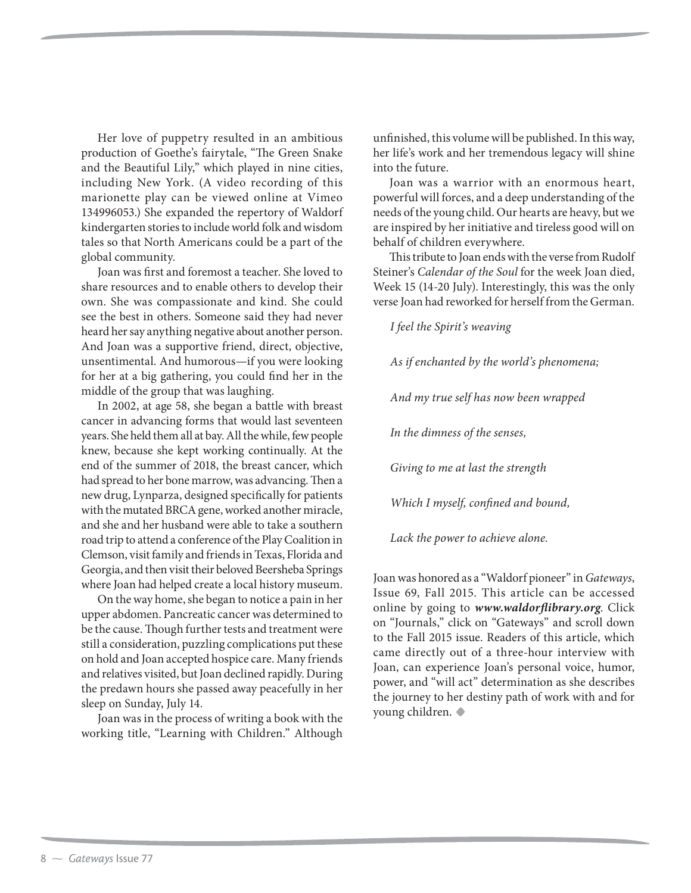Her love of puppetry resulted in an ambitious production of Goethe's fairytale, "The Green Snake and the Beautiful Lily," which played in nine cities, including New York. (A video recording of this marionette play can be viewed online at Vimeo 134996053.) She expanded the repertory of Waldorf kindergarten stories to include world folk and wisdom tales so that North Americans could be a part of the global community.

Joan was first and foremost a teacher. She loved to share resources and to enable others to develop their own. She was compassionate and kind. She could see the best in others. Someone said they had never heard her say anything negative about another person. And Joan was a supportive friend, direct, objective, unsentimental. And humorous—if you were looking for her at a big gathering, you could find her in the middle of the group that was laughing.

In 2002, at age 58, she began a battle with breast cancer in advancing forms that would last seventeen years. She held them all at bay. All the while, few people knew, because she kept working continually. At the end of the summer of 2018, the breast cancer, which had spread to her bone marrow, was advancing. Then a new drug, Lynparza, designed specifically for patients with the mutated BRCA gene, worked another miracle, and she and her husband were able to take a southern road trip to attend a conference of the Play Coalition in Clemson, visit family and friends in Texas, Florida and Georgia, and then visit their beloved Beersheba Springs where Joan had helped create a local history museum.

On the way home, she began to notice a pain in her upper abdomen. Pancreatic cancer was determined to be the cause. Though further tests and treatment were still a consideration, puzzling complications put these on hold and Joan accepted hospice care. Many friends and relatives visited, but Joan declined rapidly. During the predawn hours she passed away peacefully in her sleep on Sunday, July 14.

Joan was in the process of writing a book with the working title, "Learning with Children." Although unfinished, this volume will be published. In this way, her life's work and her tremendous legacy will shine into the future.

Joan was a warrior with an enormous heart, powerful will forces, and a deep understanding of the needs of the young child. Our hearts are heavy, but we are inspired by her initiative and tireless good will on behalf of children everywhere.

This tribute to Joan ends with the verse from Rudolf Steiner's *Calendar of the Soul* for the week Joan died, Week 15 (14-20 July). Interestingly, this was the only verse Joan had reworked for herself from the German.

*I feel the Spirit's weaving*

*As if enchanted by the world's phenomena;*

*And my true self has now been wrapped*

*In the dimness of the senses,*

*Giving to me at last the strength*

*Which I myself, confined and bound,*

*Lack the power to achieve alone.*

Joan was honored as a "Waldorf pioneer" in *Gateways*, Issue 69, Fall 2015. This article can be accessed online by going to ***www.waldorflibrary.org***. Click on "Journals," click on "Gateways" and scroll down to the Fall 2015 issue. Readers of this article, which came directly out of a three-hour interview with Joan, can experience Joan's personal voice, humor, power, and "will act" determination as she describes the journey to her destiny path of work with and for young children. ◆